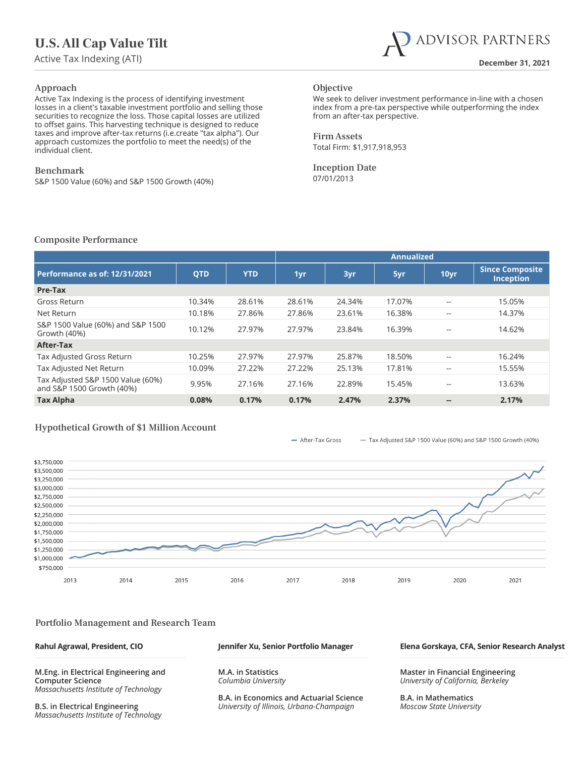# U.S. All Cap Value Tilt

Active Tax Indexing (ATI)

ADVISOR PARTNERS

**December 31, 2021**

## Approach

Active Tax Indexing is the process of identifying investment losses in a client's taxable investment portfolio and selling those securities to recognize the loss. Those capital losses are utilized to offset gains. This harvesting technique is designed to reduce taxes and improve after-tax returns (i.e.create "tax alpha"). Our approach customizes the portfolio to meet the need(s) of the individual client.

## Benchmark

S&P 1500 Value (60%) and S&P 1500 Growth (40%)

## Objective

We seek to deliver investment performance in-line with a chosen index from a pre-tax perspective while outperforming the index from an after-tax perspective.

## Firm Assets

Total Firm: $1,917,918,953

## Inception Date

07/01/2013

## Composite Performance

| | | | Annualized | | | | |
|---|---|---|---|---|---|---|---|
| **Performance as of: 12/31/2021** | **QTD** | **YTD** | **1yr** | **3yr** | **5yr** | **10yr** | **Since Composite Inception** |
| **Pre-Tax** | | | | | | | |
| Gross Return | 10.34% | 28.61% | 28.61% | 24.34% | 17.07% | -- | 15.05% |
| Net Return | 10.18% | 27.86% | 27.86% | 23.61% | 16.38% | -- | 14.37% |
| S&P 1500 Value (60%) and S&P 1500 Growth (40%) | 10.12% | 27.97% | 27.97% | 23.84% | 16.39% | -- | 14.62% |
| **After-Tax** | | | | | | | |
| Tax Adjusted Gross Return | 10.25% | 27.97% | 27.97% | 25.87% | 18.50% | -- | 16.24% |
| Tax Adjusted Net Return | 10.09% | 27.22% | 27.22% | 25.13% | 17.81% | -- | 15.55% |
| Tax Adjusted S&P 1500 Value (60%) and S&P 1500 Growth (40%) | 9.95% | 27.16% | 27.16% | 22.89% | 15.45% | -- | 13.63% |
| **Tax Alpha** | **0.08%** | **0.17%** | **0.17%** | **2.47%** | **2.37%** | **--** | **2.17%** |

## Hypothetical Growth of $1 Million Account

— After-Tax Gross — Tax Adjusted S&P 1500 Value (60%) and S&P 1500 Growth (40%)

## Portfolio Management and Research Team

**Rahul Agrawal, President, CIO**

M.Eng. in Electrical Engineering and Computer Science
*Massachusetts Institute of Technology*

B.S. in Electrical Engineering
*Massachusetts Institute of Technology*

**Jennifer Xu, Senior Portfolio Manager**

M.A. in Statistics
*Columbia University*

B.A. in Economics and Actuarial Science
*University of Illinois, Urbana-Champaign*

**Elena Gorskaya, CFA, Senior Research Analyst**

Master in Financial Engineering
*University of California, Berkeley*

B.A. in Mathematics
*Moscow State University*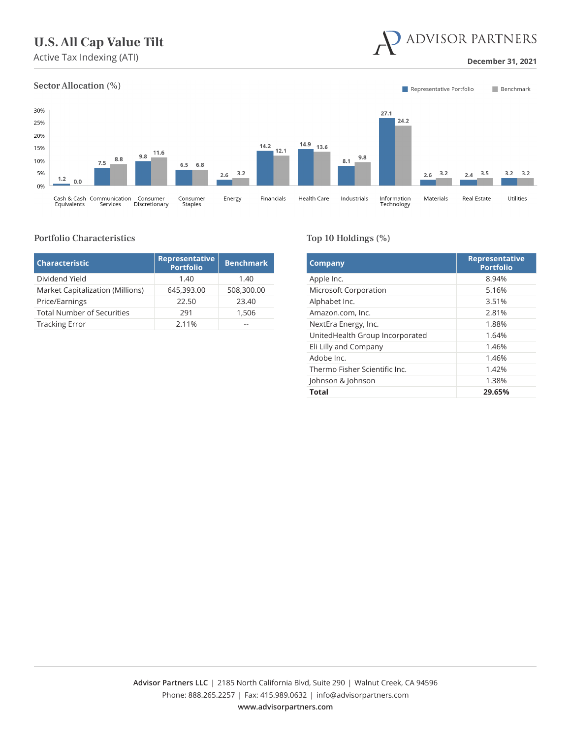# U.S. All Cap Value Tilt

Active Tax Indexing (ATI)

ADVISOR PARTNERS

**December 31, 2021**

## Sector Allocation (%)

| Sector | Representative Portfolio | Benchmark |
|---|---|---|
| Cash & Cash Equivalents | 1.2 | 0.0 |
| Communication Services | 7.5 | 8.8 |
| Consumer Discretionary | 9.8 | 11.6 |
| Consumer Staples | 6.5 | 6.8 |
| Energy | 2.6 | 3.2 |
| Financials | 14.2 | 12.1 |
| Health Care | 14.9 | 13.6 |
| Industrials | 8.1 | 9.8 |
| Information Technology | 27.1 | 24.2 |
| Materials | 2.6 | 3.2 |
| Real Estate | 2.4 | 3.5 |
| Utilities | 3.2 | 3.2 |

## Portfolio Characteristics

| Characteristic | Representative Portfolio | Benchmark |
|---|---|---|
| Dividend Yield | 1.40 | 1.40 |
| Market Capitalization (Millions) | 645,393.00 | 508,300.00 |
| Price/Earnings | 22.50 | 23.40 |
| Total Number of Securities | 291 | 1,506 |
| Tracking Error | 2.11% | -- |

## Top 10 Holdings (%)

| Company | Representative Portfolio |
|---|---|
| Apple Inc. | 8.94% |
| Microsoft Corporation | 5.16% |
| Alphabet Inc. | 3.51% |
| Amazon.com, Inc. | 2.81% |
| NextEra Energy, Inc. | 1.88% |
| UnitedHealth Group Incorporated | 1.64% |
| Eli Lilly and Company | 1.46% |
| Adobe Inc. | 1.46% |
| Thermo Fisher Scientific Inc. | 1.42% |
| Johnson & Johnson | 1.38% |
| **Total** | **29.65%** |

**Advisor Partners LLC** | 2185 North California Blvd, Suite 290 | Walnut Creek, CA 94596
Phone: 888.265.2257 | Fax: 415.989.0632 | info@advisorpartners.com
**www.advisorpartners.com**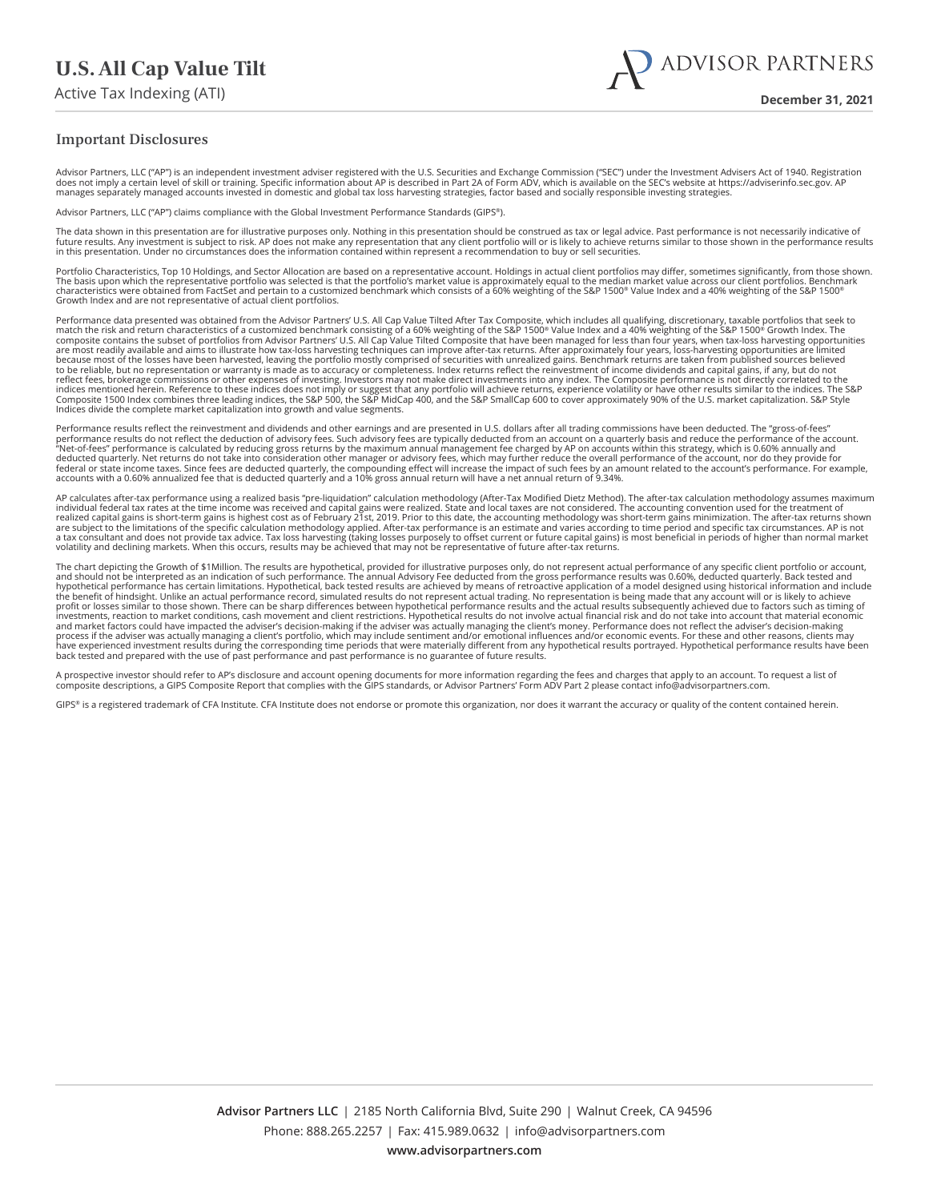# U.S. All Cap Value Tilt

Active Tax Indexing (ATI)

**December 31, 2021**

## Important Disclosures

Advisor Partners, LLC ("AP") is an independent investment adviser registered with the U.S. Securities and Exchange Commission ("SEC") under the Investment Advisers Act of 1940. Registration does not imply a certain level of skill or training. Specific information about AP is described in Part 2A of Form ADV, which is available on the SEC's website at https://adviserinfo.sec.gov. AP manages separately managed accounts invested in domestic and global tax loss harvesting strategies, factor based and socially responsible investing strategies.

Advisor Partners, LLC ("AP") claims compliance with the Global Investment Performance Standards (GIPS®).

The data shown in this presentation are for illustrative purposes only. Nothing in this presentation should be construed as tax or legal advice. Past performance is not necessarily indicative of future results. Any investment is subject to risk. AP does not make any representation that any client portfolio will or is likely to achieve returns similar to those shown in the performance results in this presentation. Under no circumstances does the information contained within represent a recommendation to buy or sell securities.

Portfolio Characteristics, Top 10 Holdings, and Sector Allocation are based on a representative account. Holdings in actual client portfolios may differ, sometimes significantly, from those shown. The basis upon which the representative portfolio was selected is that the portfolio's market value is approximately equal to the median market value across our client portfolios. Benchmark characteristics were obtained from FactSet and pertain to a customized benchmark which consists of a 60% weighting of the S&P 1500® Value Index and a 40% weighting of the S&P 1500® Growth Index and are not representative of actual client portfolios.

Performance data presented was obtained from the Advisor Partners' U.S. All Cap Value Tilted After Tax Composite, which includes all qualifying, discretionary, taxable portfolios that seek to match the risk and return characteristics of a customized benchmark consisting of a 60% weighting of the S&P 1500® Value Index and a 40% weighting of the S&P 1500® Growth Index. The composite contains the subset of portfolios from Advisor Partners' U.S. All Cap Value Tilted Composite that have been managed for less than four years, when tax-loss harvesting opportunities are most readily available and aims to illustrate how tax-loss harvesting techniques can improve after-tax returns. After approximately four years, loss-harvesting opportunities are limited because most of the losses have been harvested, leaving the portfolio mostly comprised of securities with unrealized gains. Benchmark returns are taken from published sources believed to be reliable, but no representation or warranty is made as to accuracy or completeness. Index returns reflect the reinvestment of income dividends and capital gains, if any, but do not reflect fees, brokerage commissions or other expenses of investing. Investors may not make direct investments into any index. The Composite performance is not directly correlated to the indices mentioned herein. Reference to these indices does not imply or suggest that any portfolio will achieve returns, experience volatility or have other results similar to the indices. The S&P Composite 1500 Index combines three leading indices, the S&P 500, the S&P MidCap 400, and the S&P SmallCap 600 to cover approximately 90% of the U.S. market capitalization. S&P Style Indices divide the complete market capitalization into growth and value segments.

Performance results reflect the reinvestment and dividends and other earnings and are presented in U.S. dollars after all trading commissions have been deducted. The "gross-of-fees" performance results do not reflect the deduction of advisory fees. Such advisory fees are typically deducted from an account on a quarterly basis and reduce the performance of the account. "Net-of-fees" performance is calculated by reducing gross returns by the maximum annual management fee charged by AP on accounts within this strategy, which is 0.60% annually and deducted quarterly. Net returns do not take into consideration other manager or advisory fees, which may further reduce the overall performance of the account, nor do they provide for federal or state income taxes. Since fees are deducted quarterly, the compounding effect will increase the impact of such fees by an amount related to the account's performance. For example, accounts with a 0.60% annualized fee that is deducted quarterly and a 10% gross annual return will have a net annual return of 9.34%.

AP calculates after-tax performance using a realized basis "pre-liquidation" calculation methodology (After-Tax Modified Dietz Method). The after-tax calculation methodology assumes maximum individual federal tax rates at the time income was received and capital gains were realized. State and local taxes are not considered. The accounting convention used for the treatment of realized capital gains is short-term gains is highest cost as of February 21st, 2019. Prior to this date, the accounting methodology was short-term gains minimization. The after-tax returns shown are subject to the limitations of the specific calculation methodology applied. After-tax performance is an estimate and varies according to time period and specific tax circumstances. AP is not a tax consultant and does not provide tax advice. Tax loss harvesting (taking losses purposely to offset current or future capital gains) is most beneficial in periods of higher than normal market volatility and declining markets. When this occurs, results may be achieved that may not be representative of future after-tax returns.

The chart depicting the Growth of $1Million. The results are hypothetical, provided for illustrative purposes only, do not represent actual performance of any specific client portfolio or account, and should not be interpreted as an indication of such performance. The annual Advisory Fee deducted from the gross performance results was 0.60%, deducted quarterly. Back tested and hypothetical performance has certain limitations. Hypothetical, back tested results are achieved by means of retroactive application of a model designed using historical information and include the benefit of hindsight. Unlike an actual performance record, simulated results do not represent actual trading. No representation is being made that any account will or is likely to achieve profit or losses similar to those shown. There can be sharp differences between hypothetical performance results and the actual results subsequently achieved due to factors such as timing of investments, reaction to market conditions, cash movement and client restrictions. Hypothetical results do not involve actual financial risk and do not take into account that material economic and market factors could have impacted the adviser's decision-making if the adviser was actually managing the client's money. Performance does not reflect the adviser's decision-making process if the adviser was actually managing a client's portfolio, which may include sentiment and/or emotional influences and/or economic events. For these and other reasons, clients may have experienced investment results during the corresponding time periods that were materially different from any hypothetical results portrayed. Hypothetical performance results have been back tested and prepared with the use of past performance and past performance is no guarantee of future results.

A prospective investor should refer to AP's disclosure and account opening documents for more information regarding the fees and charges that apply to an account. To request a list of composite descriptions, a GIPS Composite Report that complies with the GIPS standards, or Advisor Partners' Form ADV Part 2 please contact info@advisorpartners.com.

GIPS® is a registered trademark of CFA Institute. CFA Institute does not endorse or promote this organization, nor does it warrant the accuracy or quality of the content contained herein.

**Advisor Partners LLC** | 2185 North California Blvd, Suite 290 | Walnut Creek, CA 94596
Phone: 888.265.2257 | Fax: 415.989.0632 | info@advisorpartners.com
**www.advisorpartners.com**